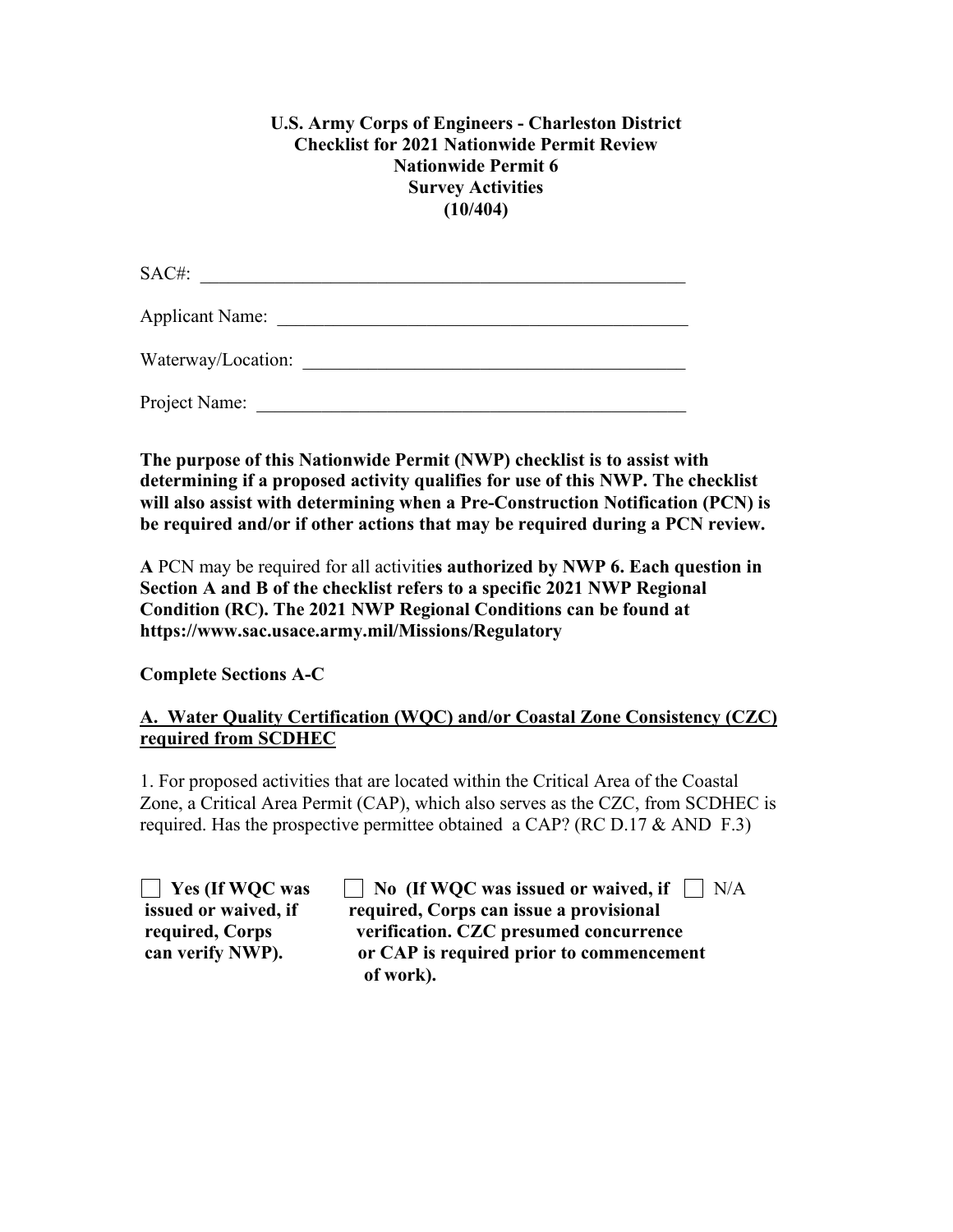**U.S. Army Corps of Engineers - Charleston District**
**Checklist for 2021 Nationwide Permit Review**
**Nationwide Permit 6**
**Survey Activities**
**(10/404)**

SAC#: ____________________________________________________

Applicant Name: ___________________________________________

Waterway/Location: ________________________________________

Project Name: _____________________________________________

**The purpose of this Nationwide Permit (NWP) checklist is to assist with determining if a proposed activity qualifies for use of this NWP. The checklist will also assist with determining when a Pre-Construction Notification (PCN) is be required and/or if other actions that may be required during a PCN review.**

**A** PCN may be required for all activiti**es authorized by NWP 6. Each question in Section A and B of the checklist refers to a specific 2021 NWP Regional Condition (RC). The 2021 NWP Regional Conditions can be found at https://www.sac.usace.army.mil/Missions/Regulatory**

**Complete Sections A-C**

**A. Water Quality Certification (WQC) and/or Coastal Zone Consistency (CZC) required from SCDHEC**

1. For proposed activities that are located within the Critical Area of the Coastal Zone, a Critical Area Permit (CAP), which also serves as the CZC, from SCDHEC is required. Has the prospective permittee obtained a CAP? (RC D.17 & AND F.3)

☐ **Yes (If WQC was issued or waived, if required, Corps can verify NWP).**

☐ **No (If WQC was issued or waived, if required, Corps can issue a provisional verification. CZC presumed concurrence or CAP is required prior to commencement of work).**

☐ N/A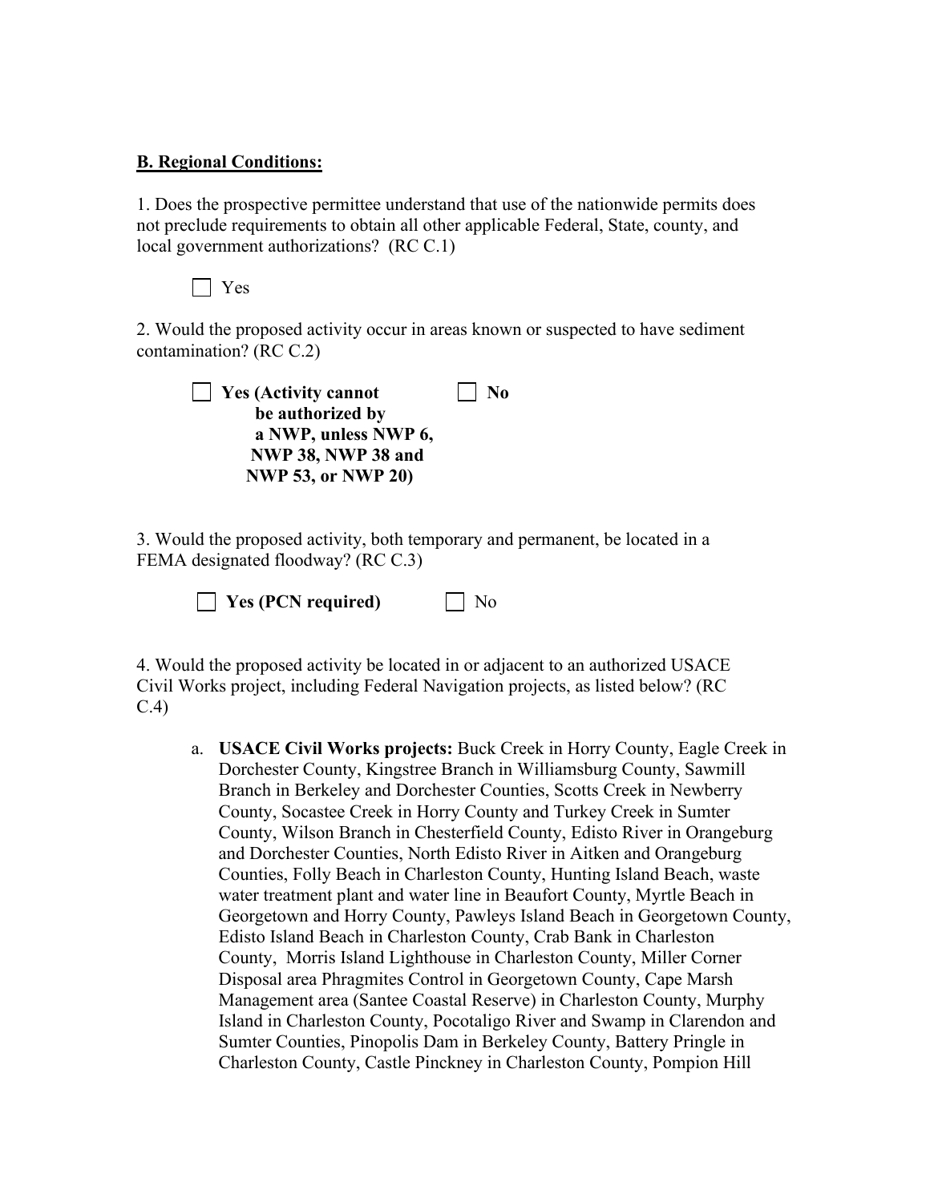**B. Regional Conditions:**

1. Does the prospective permittee understand that use of the nationwide permits does not preclude requirements to obtain all other applicable Federal, State, county, and local government authorizations? (RC C.1)

☐ Yes

2. Would the proposed activity occur in areas known or suspected to have sediment contamination? (RC C.2)

☐ **Yes (Activity cannot be authorized by a NWP, unless NWP 6, NWP 38, NWP 38 and NWP 53, or NWP 20)** ☐ **No**

3. Would the proposed activity, both temporary and permanent, be located in a FEMA designated floodway? (RC C.3)

☐ **Yes (PCN required)** ☐ No

4. Would the proposed activity be located in or adjacent to an authorized USACE Civil Works project, including Federal Navigation projects, as listed below? (RC C.4)

a. **USACE Civil Works projects:** Buck Creek in Horry County, Eagle Creek in Dorchester County, Kingstree Branch in Williamsburg County, Sawmill Branch in Berkeley and Dorchester Counties, Scotts Creek in Newberry County, Socastee Creek in Horry County and Turkey Creek in Sumter County, Wilson Branch in Chesterfield County, Edisto River in Orangeburg and Dorchester Counties, North Edisto River in Aitken and Orangeburg Counties, Folly Beach in Charleston County, Hunting Island Beach, waste water treatment plant and water line in Beaufort County, Myrtle Beach in Georgetown and Horry County, Pawleys Island Beach in Georgetown County, Edisto Island Beach in Charleston County, Crab Bank in Charleston County, Morris Island Lighthouse in Charleston County, Miller Corner Disposal area Phragmites Control in Georgetown County, Cape Marsh Management area (Santee Coastal Reserve) in Charleston County, Murphy Island in Charleston County, Pocotaligo River and Swamp in Clarendon and Sumter Counties, Pinopolis Dam in Berkeley County, Battery Pringle in Charleston County, Castle Pinckney in Charleston County, Pompion Hill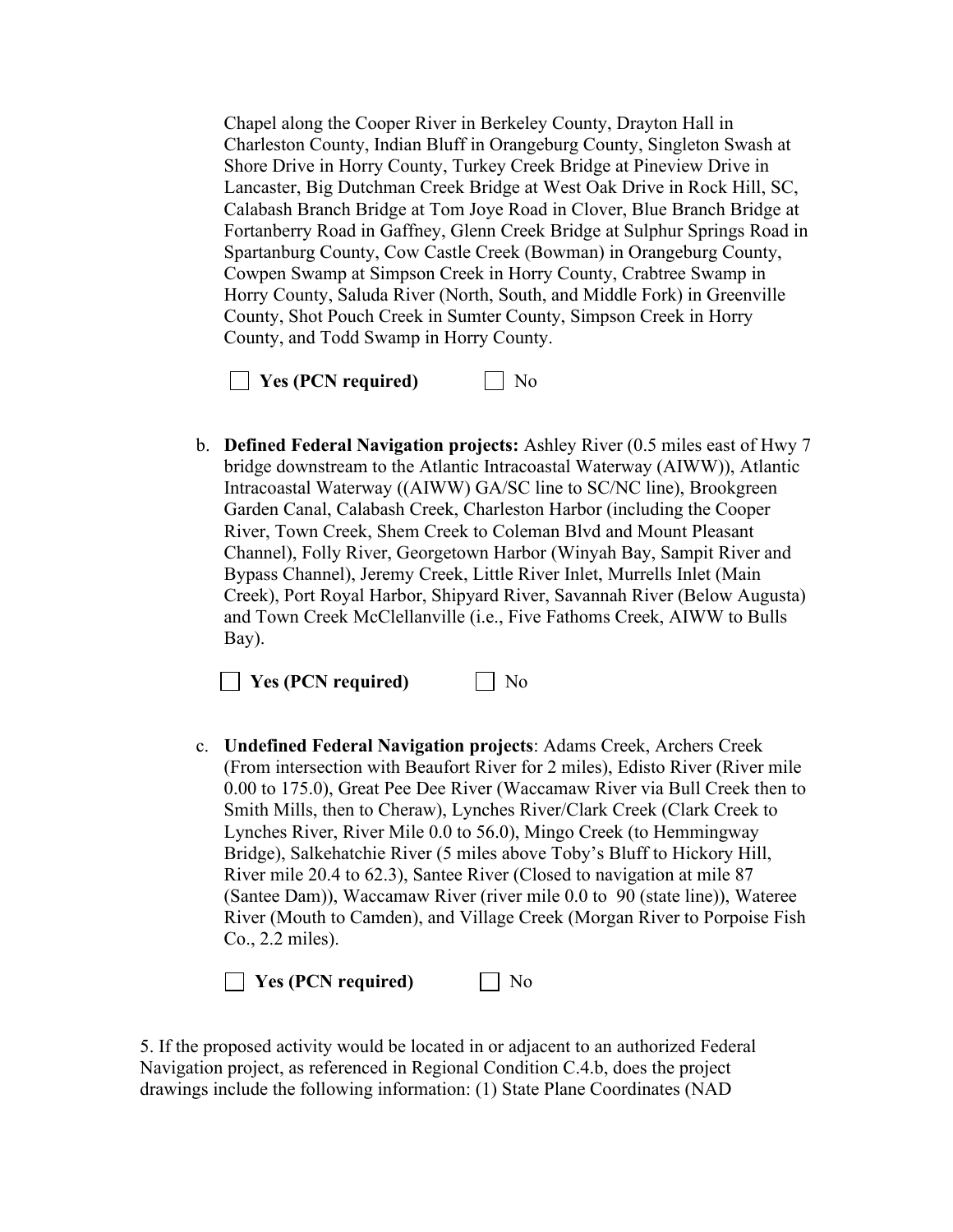Chapel along the Cooper River in Berkeley County, Drayton Hall in Charleston County, Indian Bluff in Orangeburg County, Singleton Swash at Shore Drive in Horry County, Turkey Creek Bridge at Pineview Drive in Lancaster, Big Dutchman Creek Bridge at West Oak Drive in Rock Hill, SC, Calabash Branch Bridge at Tom Joye Road in Clover, Blue Branch Bridge at Fortanberry Road in Gaffney, Glenn Creek Bridge at Sulphur Springs Road in Spartanburg County, Cow Castle Creek (Bowman) in Orangeburg County, Cowpen Swamp at Simpson Creek in Horry County, Crabtree Swamp in Horry County, Saluda River (North, South, and Middle Fork) in Greenville County, Shot Pouch Creek in Sumter County, Simpson Creek in Horry County, and Todd Swamp in Horry County.

☐ **Yes (PCN required)** ☐ No

b. **Defined Federal Navigation projects:** Ashley River (0.5 miles east of Hwy 7 bridge downstream to the Atlantic Intracoastal Waterway (AIWW)), Atlantic Intracoastal Waterway ((AIWW) GA/SC line to SC/NC line), Brookgreen Garden Canal, Calabash Creek, Charleston Harbor (including the Cooper River, Town Creek, Shem Creek to Coleman Blvd and Mount Pleasant Channel), Folly River, Georgetown Harbor (Winyah Bay, Sampit River and Bypass Channel), Jeremy Creek, Little River Inlet, Murrells Inlet (Main Creek), Port Royal Harbor, Shipyard River, Savannah River (Below Augusta) and Town Creek McClellanville (i.e., Five Fathoms Creek, AIWW to Bulls Bay).

☐ **Yes (PCN required)** ☐ No

c. **Undefined Federal Navigation projects**: Adams Creek, Archers Creek (From intersection with Beaufort River for 2 miles), Edisto River (River mile 0.00 to 175.0), Great Pee Dee River (Waccamaw River via Bull Creek then to Smith Mills, then to Cheraw), Lynches River/Clark Creek (Clark Creek to Lynches River, River Mile 0.0 to 56.0), Mingo Creek (to Hemmingway Bridge), Salkehatchie River (5 miles above Toby's Bluff to Hickory Hill, River mile 20.4 to 62.3), Santee River (Closed to navigation at mile 87 (Santee Dam)), Waccamaw River (river mile 0.0 to 90 (state line)), Wateree River (Mouth to Camden), and Village Creek (Morgan River to Porpoise Fish Co., 2.2 miles).

☐ **Yes (PCN required)** ☐ No

5. If the proposed activity would be located in or adjacent to an authorized Federal Navigation project, as referenced in Regional Condition C.4.b, does the project drawings include the following information: (1) State Plane Coordinates (NAD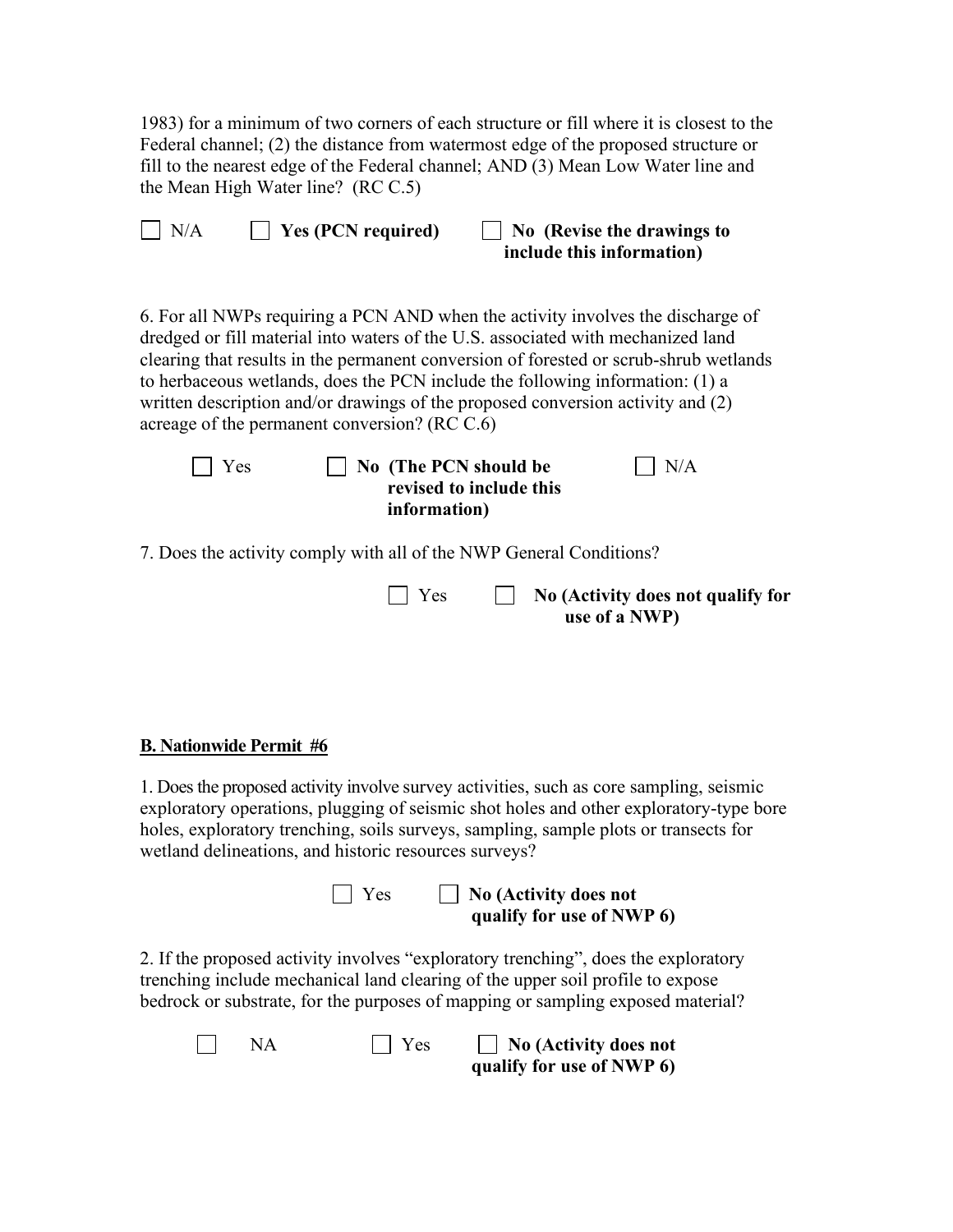1983) for a minimum of two corners of each structure or fill where it is closest to the Federal channel; (2) the distance from watermost edge of the proposed structure or fill to the nearest edge of the Federal channel; AND (3) Mean Low Water line and the Mean High Water line? (RC C.5)

☐ N/A ☐ **Yes (PCN required)** ☐ **No (Revise the drawings to include this information)**

6. For all NWPs requiring a PCN AND when the activity involves the discharge of dredged or fill material into waters of the U.S. associated with mechanized land clearing that results in the permanent conversion of forested or scrub-shrub wetlands to herbaceous wetlands, does the PCN include the following information: (1) a written description and/or drawings of the proposed conversion activity and (2) acreage of the permanent conversion? (RC C.6)

☐ Yes ☐ **No (The PCN should be revised to include this information)** ☐ N/A

7. Does the activity comply with all of the NWP General Conditions?

☐ Yes ☐ **No (Activity does not qualify for use of a NWP)**

**B. Nationwide Permit #6**

1. Does the proposed activity involve survey activities, such as core sampling, seismic exploratory operations, plugging of seismic shot holes and other exploratory-type bore holes, exploratory trenching, soils surveys, sampling, sample plots or transects for wetland delineations, and historic resources surveys?

☐ Yes ☐ **No (Activity does not qualify for use of NWP 6)**

2. If the proposed activity involves "exploratory trenching", does the exploratory trenching include mechanical land clearing of the upper soil profile to expose bedrock or substrate, for the purposes of mapping or sampling exposed material?

☐ NA ☐ Yes ☐ **No (Activity does not qualify for use of NWP 6)**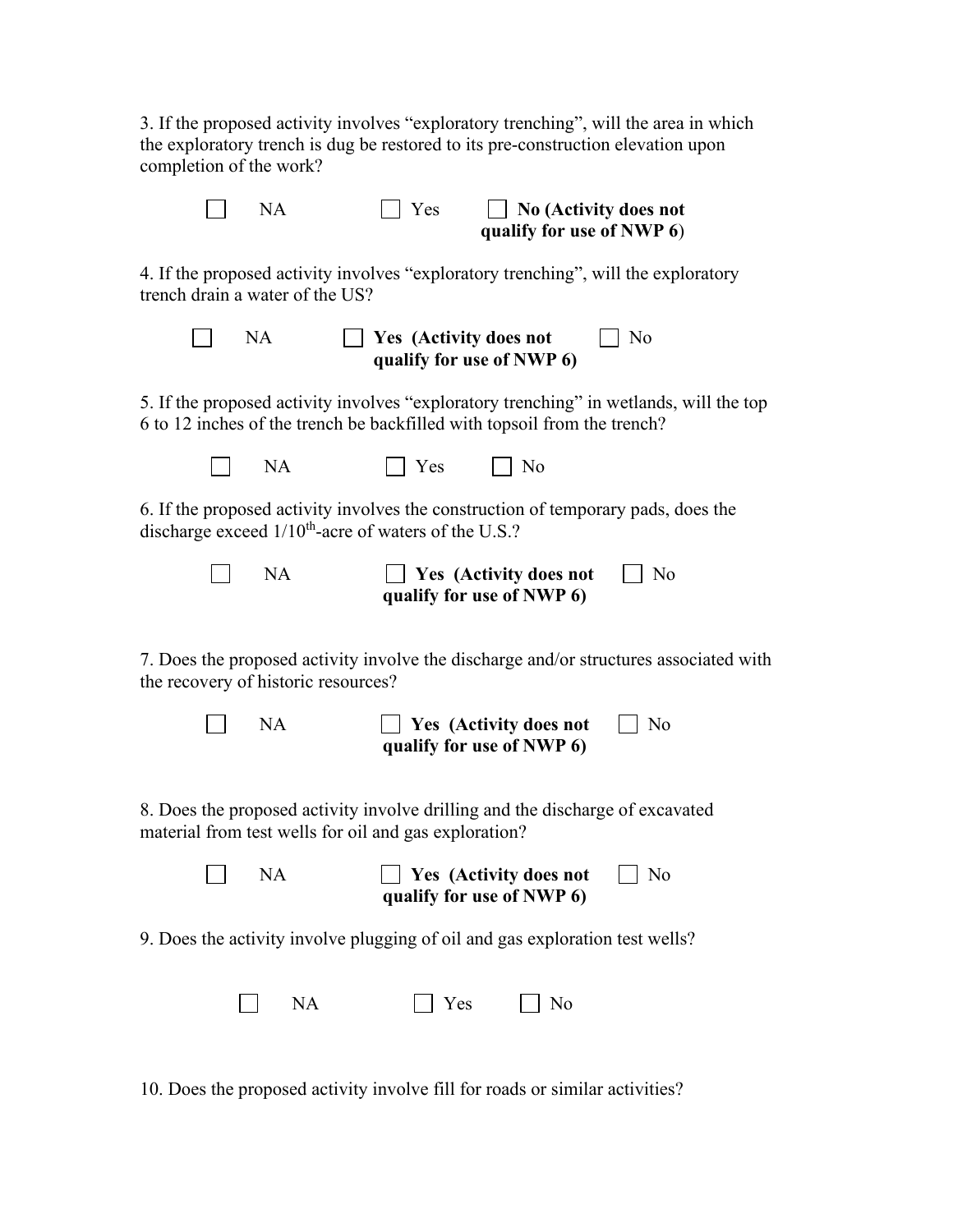3. If the proposed activity involves "exploratory trenching", will the area in which the exploratory trench is dug be restored to its pre-construction elevation upon completion of the work?

☐ NA ☐ Yes ☐ **No (Activity does not qualify for use of NWP 6**)

4. If the proposed activity involves "exploratory trenching", will the exploratory trench drain a water of the US?

☐ NA ☐ **Yes (Activity does not qualify for use of NWP 6)** ☐ No

5. If the proposed activity involves "exploratory trenching" in wetlands, will the top 6 to 12 inches of the trench be backfilled with topsoil from the trench?

☐ NA ☐ Yes ☐ No

6. If the proposed activity involves the construction of temporary pads, does the discharge exceed 1/10th-acre of waters of the U.S.?

☐ NA ☐ **Yes (Activity does not qualify for use of NWP 6)** ☐ No

7. Does the proposed activity involve the discharge and/or structures associated with the recovery of historic resources?

☐ NA ☐ **Yes (Activity does not qualify for use of NWP 6)** ☐ No

8. Does the proposed activity involve drilling and the discharge of excavated material from test wells for oil and gas exploration?

☐ NA ☐ **Yes (Activity does not qualify for use of NWP 6)** ☐ No

9. Does the activity involve plugging of oil and gas exploration test wells?

☐ NA ☐ Yes ☐ No

10. Does the proposed activity involve fill for roads or similar activities?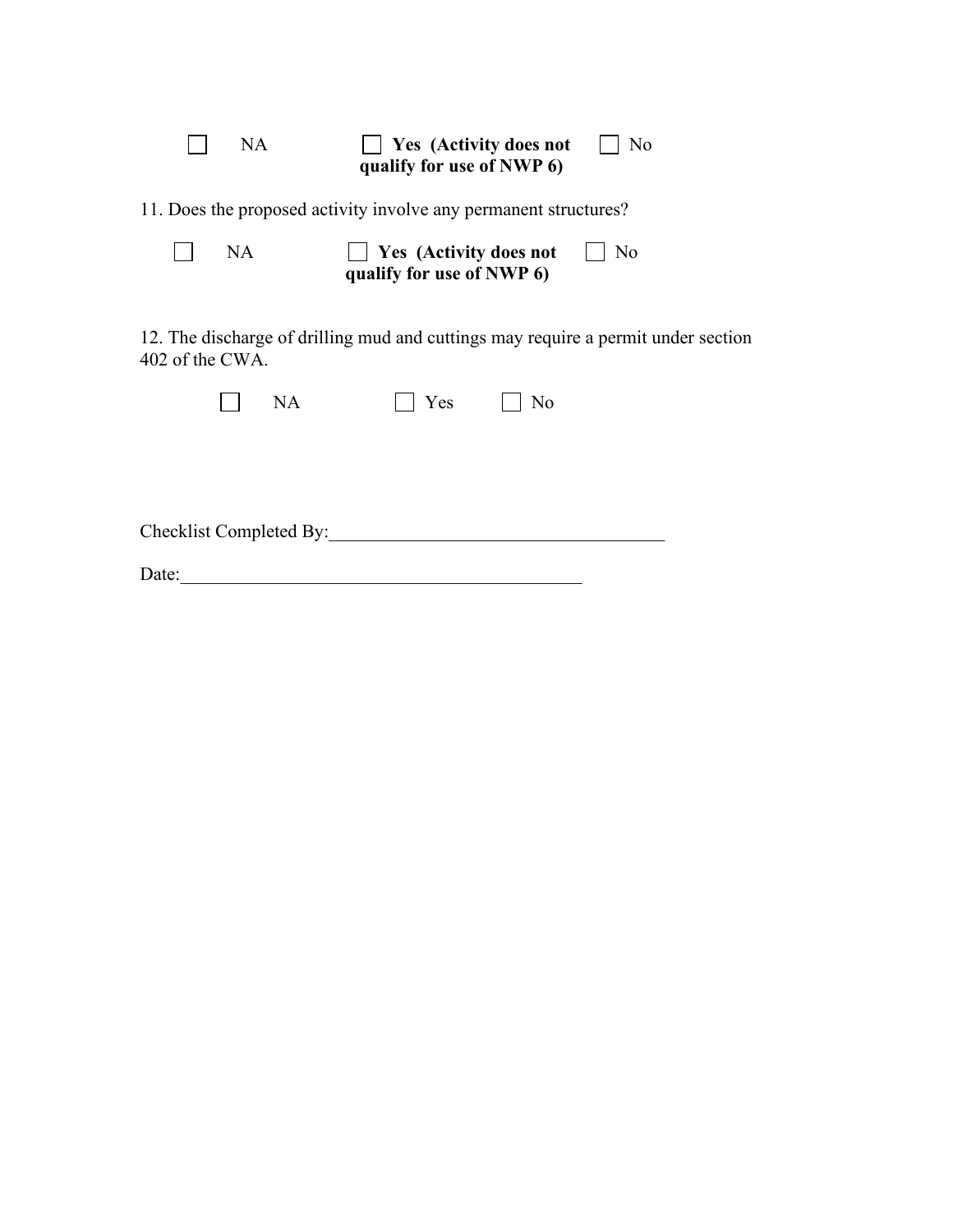☐ NA ☐ **Yes (Activity does not qualify for use of NWP 6)** ☐ No

11. Does the proposed activity involve any permanent structures?

☐ NA ☐ **Yes (Activity does not qualify for use of NWP 6)** ☐ No

12. The discharge of drilling mud and cuttings may require a permit under section 402 of the CWA.

☐ NA ☐ Yes ☐ No

Checklist Completed By:____________________________________

Date:____________________________________________